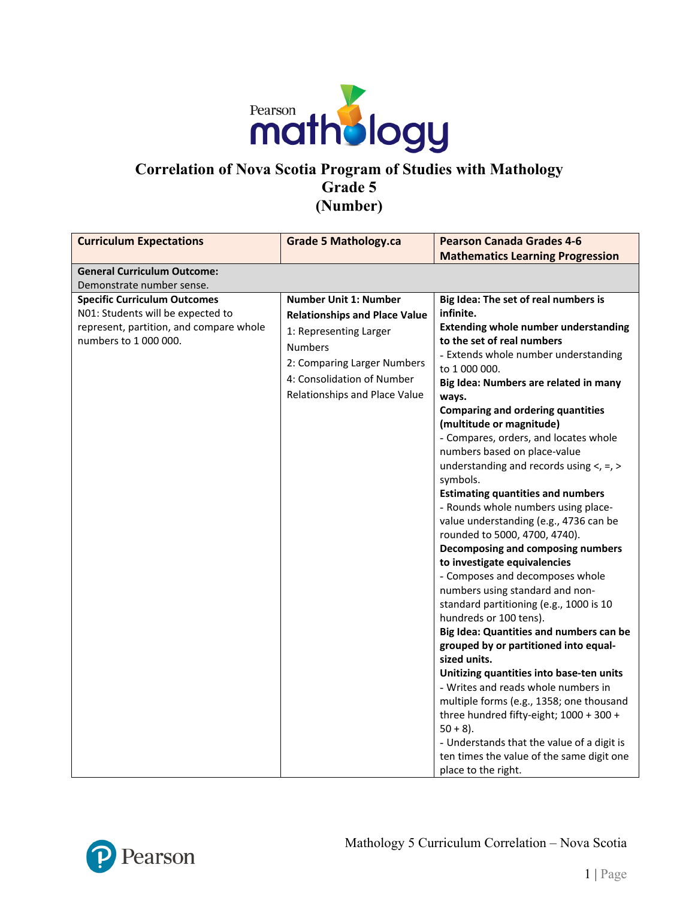# Correlation of Nova Scotia Program of Studies with Mathology Grade 5 (Number)

| Curriculum Expectations | Grade 5 Mathology.ca | Pearson Canada Grades 4-6 Mathematics Learning Progression |
|---|---|---|
| **General Curriculum Outcome:**<br>Demonstrate number sense. | | |
| **Specific Curriculum Outcomes**<br>N01: Students will be expected to represent, partition, and compare whole numbers to 1 000 000. | **Number Unit 1: Number Relationships and Place Value**<br>1: Representing Larger Numbers<br>2: Comparing Larger Numbers<br>4: Consolidation of Number Relationships and Place Value | **Big Idea: The set of real numbers is infinite.**<br>**Extending whole number understanding to the set of real numbers**<br>- Extends whole number understanding to 1 000 000.<br>**Big Idea: Numbers are related in many ways.**<br>**Comparing and ordering quantities (multitude or magnitude)**<br>- Compares, orders, and locates whole numbers based on place-value understanding and records using <, =, > symbols.<br>**Estimating quantities and numbers**<br>- Rounds whole numbers using place-value understanding (e.g., 4736 can be rounded to 5000, 4700, 4740).<br>**Decomposing and composing numbers to investigate equivalencies**<br>- Composes and decomposes whole numbers using standard and non-standard partitioning (e.g., 1000 is 10 hundreds or 100 tens).<br>**Big Idea: Quantities and numbers can be grouped by or partitioned into equal-sized units.**<br>**Unitizing quantities into base-ten units**<br>- Writes and reads whole numbers in multiple forms (e.g., 1358; one thousand three hundred fifty-eight; 1000 + 300 + 50 + 8).<br>- Understands that the value of a digit is ten times the value of the same digit one place to the right. |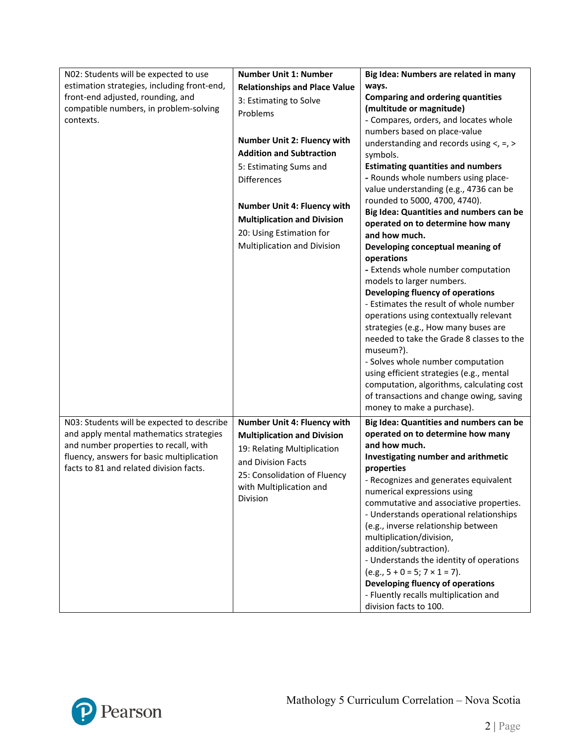| | | |
|---|---|---|
| N02: Students will be expected to use estimation strategies, including front-end, front-end adjusted, rounding, and compatible numbers, in problem-solving contexts. | **Number Unit 1: Number Relationships and Place Value**<br>3: Estimating to Solve Problems<br><br>**Number Unit 2: Fluency with Addition and Subtraction**<br>5: Estimating Sums and Differences<br><br>**Number Unit 4: Fluency with Multiplication and Division**<br>20: Using Estimation for Multiplication and Division | **Big Idea: Numbers are related in many ways.**<br>**Comparing and ordering quantities (multitude or magnitude)**<br>- Compares, orders, and locates whole numbers based on place-value understanding and records using <, =, > symbols.<br>**Estimating quantities and numbers**<br>**-** Rounds whole numbers using place-value understanding (e.g., 4736 can be rounded to 5000, 4700, 4740).<br>**Big Idea: Quantities and numbers can be operated on to determine how many and how much.**<br>**Developing conceptual meaning of operations**<br>**-** Extends whole number computation models to larger numbers.<br>**Developing fluency of operations**<br>- Estimates the result of whole number operations using contextually relevant strategies (e.g., How many buses are needed to take the Grade 8 classes to the museum?).<br>- Solves whole number computation using efficient strategies (e.g., mental computation, algorithms, calculating cost of transactions and change owing, saving money to make a purchase). |
| N03: Students will be expected to describe and apply mental mathematics strategies and number properties to recall, with fluency, answers for basic multiplication facts to 81 and related division facts. | **Number Unit 4: Fluency with Multiplication and Division**<br>19: Relating Multiplication and Division Facts<br>25: Consolidation of Fluency with Multiplication and Division | **Big Idea: Quantities and numbers can be operated on to determine how many and how much.**<br>**Investigating number and arithmetic properties**<br>- Recognizes and generates equivalent numerical expressions using commutative and associative properties.<br>- Understands operational relationships (e.g., inverse relationship between multiplication/division, addition/subtraction).<br>- Understands the identity of operations (e.g., 5 + 0 = 5; 7 × 1 = 7).<br>**Developing fluency of operations**<br>- Fluently recalls multiplication and division facts to 100. |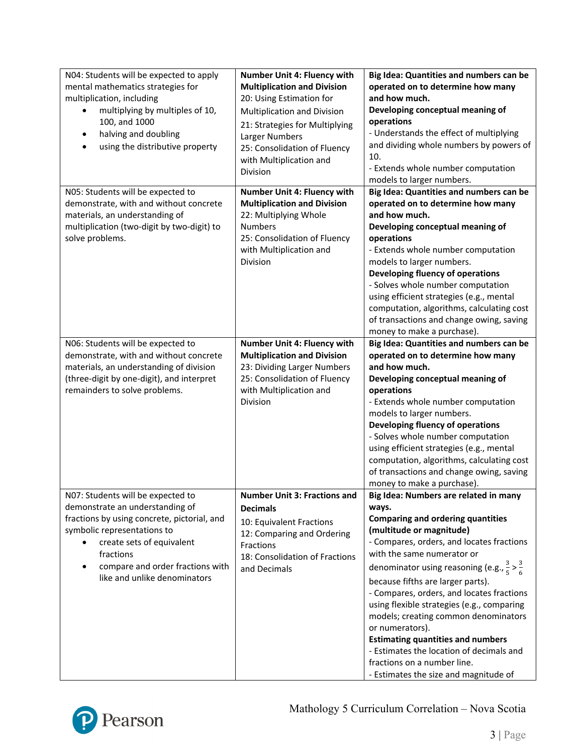| | | |
|---|---|---|
| N04: Students will be expected to apply mental mathematics strategies for multiplication, including<br>• multiplying by multiples of 10, 100, and 1000<br>• halving and doubling<br>• using the distributive property | **Number Unit 4: Fluency with Multiplication and Division**<br>20: Using Estimation for Multiplication and Division<br>21: Strategies for Multiplying Larger Numbers<br>25: Consolidation of Fluency with Multiplication and Division | **Big Idea: Quantities and numbers can be operated on to determine how many and how much.**<br>**Developing conceptual meaning of operations**<br>- Understands the effect of multiplying and dividing whole numbers by powers of 10.<br>- Extends whole number computation models to larger numbers. |
| N05: Students will be expected to demonstrate, with and without concrete materials, an understanding of multiplication (two-digit by two-digit) to solve problems. | **Number Unit 4: Fluency with Multiplication and Division**<br>22: Multiplying Whole Numbers<br>25: Consolidation of Fluency with Multiplication and Division | **Big Idea: Quantities and numbers can be operated on to determine how many and how much.**<br>**Developing conceptual meaning of operations**<br>- Extends whole number computation models to larger numbers.<br>**Developing fluency of operations**<br>- Solves whole number computation using efficient strategies (e.g., mental computation, algorithms, calculating cost of transactions and change owing, saving money to make a purchase). |
| N06: Students will be expected to demonstrate, with and without concrete materials, an understanding of division (three-digit by one-digit), and interpret remainders to solve problems. | **Number Unit 4: Fluency with Multiplication and Division**<br>23: Dividing Larger Numbers<br>25: Consolidation of Fluency with Multiplication and Division | **Big Idea: Quantities and numbers can be operated on to determine how many and how much.**<br>**Developing conceptual meaning of operations**<br>- Extends whole number computation models to larger numbers.<br>**Developing fluency of operations**<br>- Solves whole number computation using efficient strategies (e.g., mental computation, algorithms, calculating cost of transactions and change owing, saving money to make a purchase). |
| N07: Students will be expected to demonstrate an understanding of fractions by using concrete, pictorial, and symbolic representations to<br>• create sets of equivalent fractions<br>• compare and order fractions with like and unlike denominators | **Number Unit 3: Fractions and Decimals**<br>10: Equivalent Fractions<br>12: Comparing and Ordering Fractions<br>18: Consolidation of Fractions and Decimals | **Big Idea: Numbers are related in many ways.**<br>**Comparing and ordering quantities (multitude or magnitude)**<br>- Compares, orders, and locates fractions with the same numerator or denominator using reasoning (e.g., $\frac{3}{5} > \frac{3}{6}$ because fifths are larger parts).<br>- Compares, orders, and locates fractions using flexible strategies (e.g., comparing models; creating common denominators or numerators).<br>**Estimating quantities and numbers**<br>- Estimates the location of decimals and fractions on a number line.<br>- Estimates the size and magnitude of |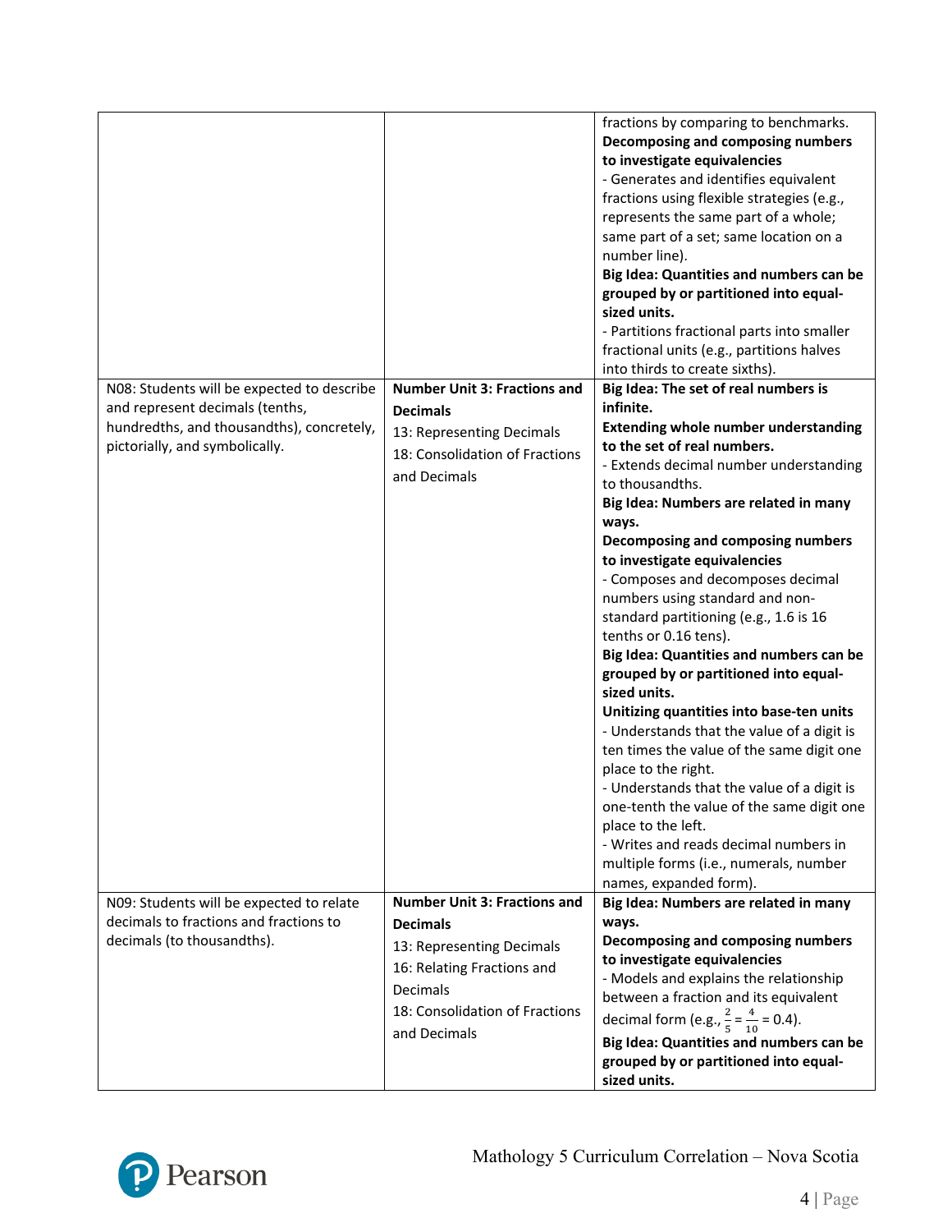| | | |
|---|---|---|
| | | fractions by comparing to benchmarks.<br>**Decomposing and composing numbers to investigate equivalencies**<br>- Generates and identifies equivalent fractions using flexible strategies (e.g., represents the same part of a whole; same part of a set; same location on a number line).<br>**Big Idea: Quantities and numbers can be grouped by or partitioned into equal-sized units.**<br>- Partitions fractional parts into smaller fractional units (e.g., partitions halves into thirds to create sixths). |
| N08: Students will be expected to describe and represent decimals (tenths, hundredths, and thousandths), concretely, pictorially, and symbolically. | **Number Unit 3: Fractions and Decimals**<br>13: Representing Decimals<br>18: Consolidation of Fractions and Decimals | **Big Idea: The set of real numbers is infinite.**<br>**Extending whole number understanding to the set of real numbers.**<br>- Extends decimal number understanding to thousandths.<br>**Big Idea: Numbers are related in many ways.**<br>**Decomposing and composing numbers to investigate equivalencies**<br>- Composes and decomposes decimal numbers using standard and non-standard partitioning (e.g., 1.6 is 16 tenths or 0.16 tens).<br>**Big Idea: Quantities and numbers can be grouped by or partitioned into equal-sized units.**<br>**Unitizing quantities into base-ten units**<br>- Understands that the value of a digit is ten times the value of the same digit one place to the right.<br>- Understands that the value of a digit is one-tenth the value of the same digit one place to the left.<br>- Writes and reads decimal numbers in multiple forms (i.e., numerals, number names, expanded form). |
| N09: Students will be expected to relate decimals to fractions and fractions to decimals (to thousandths). | **Number Unit 3: Fractions and Decimals**<br>13: Representing Decimals<br>16: Relating Fractions and Decimals<br>18: Consolidation of Fractions and Decimals | **Big Idea: Numbers are related in many ways.**<br>**Decomposing and composing numbers to investigate equivalencies**<br>- Models and explains the relationship between a fraction and its equivalent decimal form (e.g., $\frac{2}{5} = \frac{4}{10} = 0.4$).<br>**Big Idea: Quantities and numbers can be grouped by or partitioned into equal-sized units.** |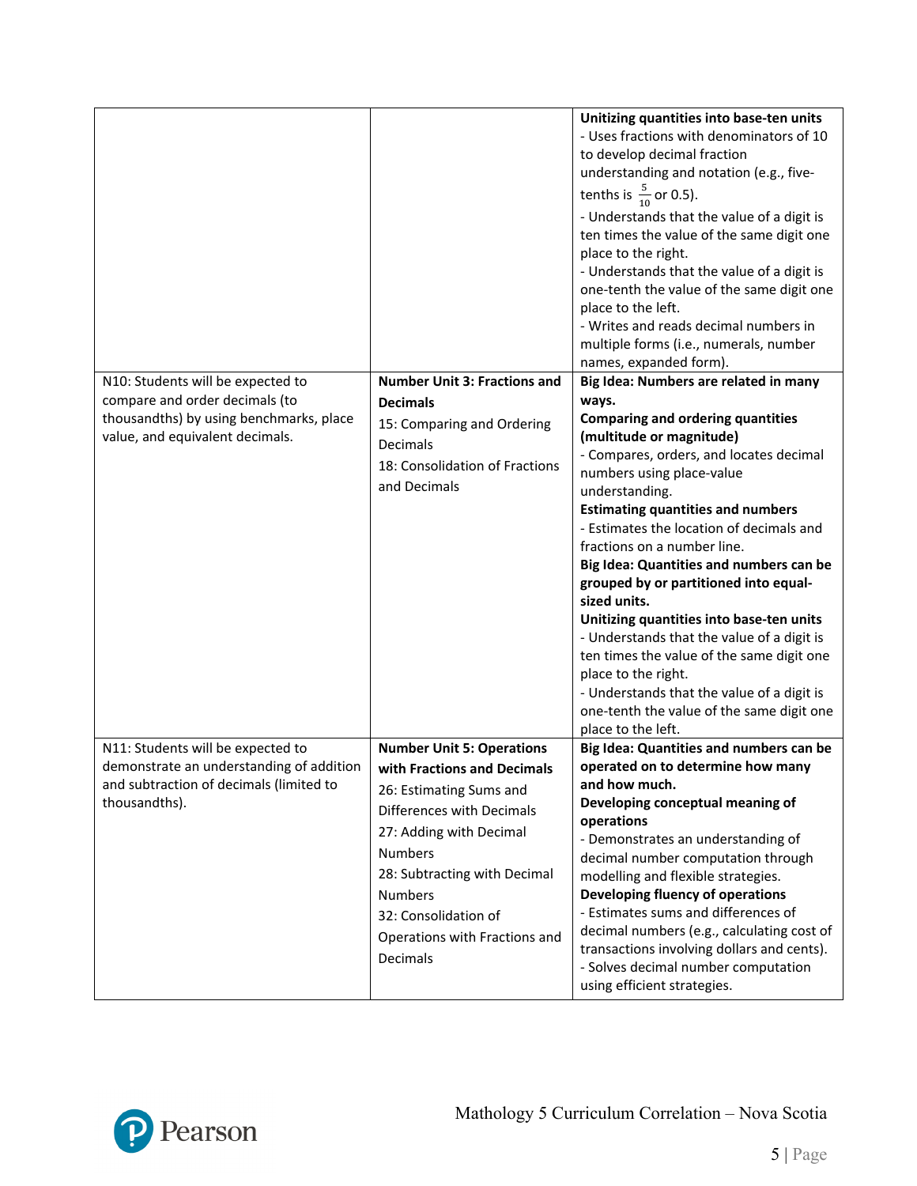| | | |
|---|---|---|
| | | **Unitizing quantities into base-ten units**<br>- Uses fractions with denominators of 10 to develop decimal fraction understanding and notation (e.g., five-tenths is $\frac{5}{10}$ or 0.5).<br>- Understands that the value of a digit is ten times the value of the same digit one place to the right.<br>- Understands that the value of a digit is one-tenth the value of the same digit one place to the left.<br>- Writes and reads decimal numbers in multiple forms (i.e., numerals, number names, expanded form). |
| N10: Students will be expected to compare and order decimals (to thousandths) by using benchmarks, place value, and equivalent decimals. | **Number Unit 3: Fractions and Decimals**<br>15: Comparing and Ordering Decimals<br>18: Consolidation of Fractions and Decimals | **Big Idea: Numbers are related in many ways.**<br>**Comparing and ordering quantities (multitude or magnitude)**<br>- Compares, orders, and locates decimal numbers using place-value understanding.<br>**Estimating quantities and numbers**<br>- Estimates the location of decimals and fractions on a number line.<br>**Big Idea: Quantities and numbers can be grouped by or partitioned into equal-sized units.**<br>**Unitizing quantities into base-ten units**<br>- Understands that the value of a digit is ten times the value of the same digit one place to the right.<br>- Understands that the value of a digit is one-tenth the value of the same digit one place to the left. |
| N11: Students will be expected to demonstrate an understanding of addition and subtraction of decimals (limited to thousandths). | **Number Unit 5: Operations with Fractions and Decimals**<br>26: Estimating Sums and Differences with Decimals<br>27: Adding with Decimal Numbers<br>28: Subtracting with Decimal Numbers<br>32: Consolidation of Operations with Fractions and Decimals | **Big Idea: Quantities and numbers can be operated on to determine how many and how much.**<br>**Developing conceptual meaning of operations**<br>- Demonstrates an understanding of decimal number computation through modelling and flexible strategies.<br>**Developing fluency of operations**<br>- Estimates sums and differences of decimal numbers (e.g., calculating cost of transactions involving dollars and cents).<br>- Solves decimal number computation using efficient strategies. |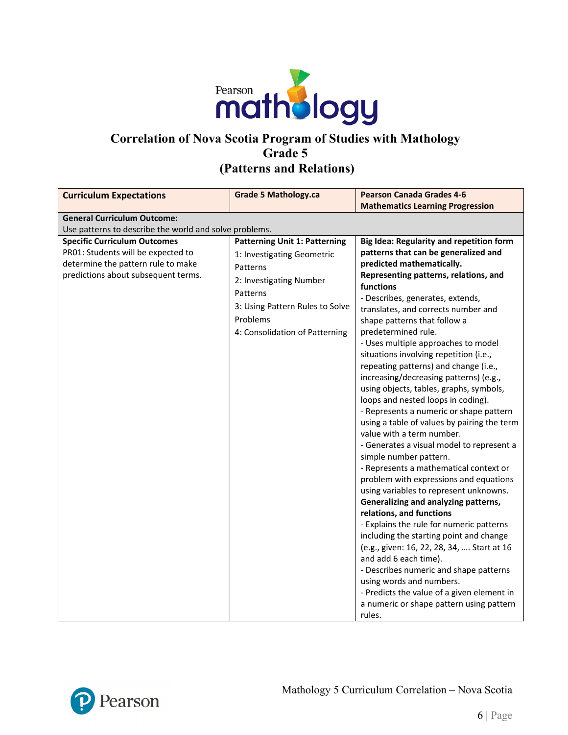# Correlation of Nova Scotia Program of Studies with Mathology Grade 5 (Patterns and Relations)

| Curriculum Expectations | Grade 5 Mathology.ca | Pearson Canada Grades 4-6 Mathematics Learning Progression |
|---|---|---|
| **General Curriculum Outcome:** Use patterns to describe the world and solve problems. | | |
| **Specific Curriculum Outcomes**<br>PR01: Students will be expected to determine the pattern rule to make predictions about subsequent terms. | **Patterning Unit 1: Patterning**<br>1: Investigating Geometric Patterns<br>2: Investigating Number Patterns<br>3: Using Pattern Rules to Solve Problems<br>4: Consolidation of Patterning | **Big Idea: Regularity and repetition form patterns that can be generalized and predicted mathematically.**<br>**Representing patterns, relations, and functions**<br>- Describes, generates, extends, translates, and corrects number and shape patterns that follow a predetermined rule.<br>- Uses multiple approaches to model situations involving repetition (i.e., repeating patterns) and change (i.e., increasing/decreasing patterns) (e.g., using objects, tables, graphs, symbols, loops and nested loops in coding).<br>- Represents a numeric or shape pattern using a table of values by pairing the term value with a term number.<br>- Generates a visual model to represent a simple number pattern.<br>- Represents a mathematical context or problem with expressions and equations using variables to represent unknowns.<br>**Generalizing and analyzing patterns, relations, and functions**<br>- Explains the rule for numeric patterns including the starting point and change (e.g., given: 16, 22, 28, 34, …. Start at 16 and add 6 each time).<br>- Describes numeric and shape patterns using words and numbers.<br>- Predicts the value of a given element in a numeric or shape pattern using pattern rules. |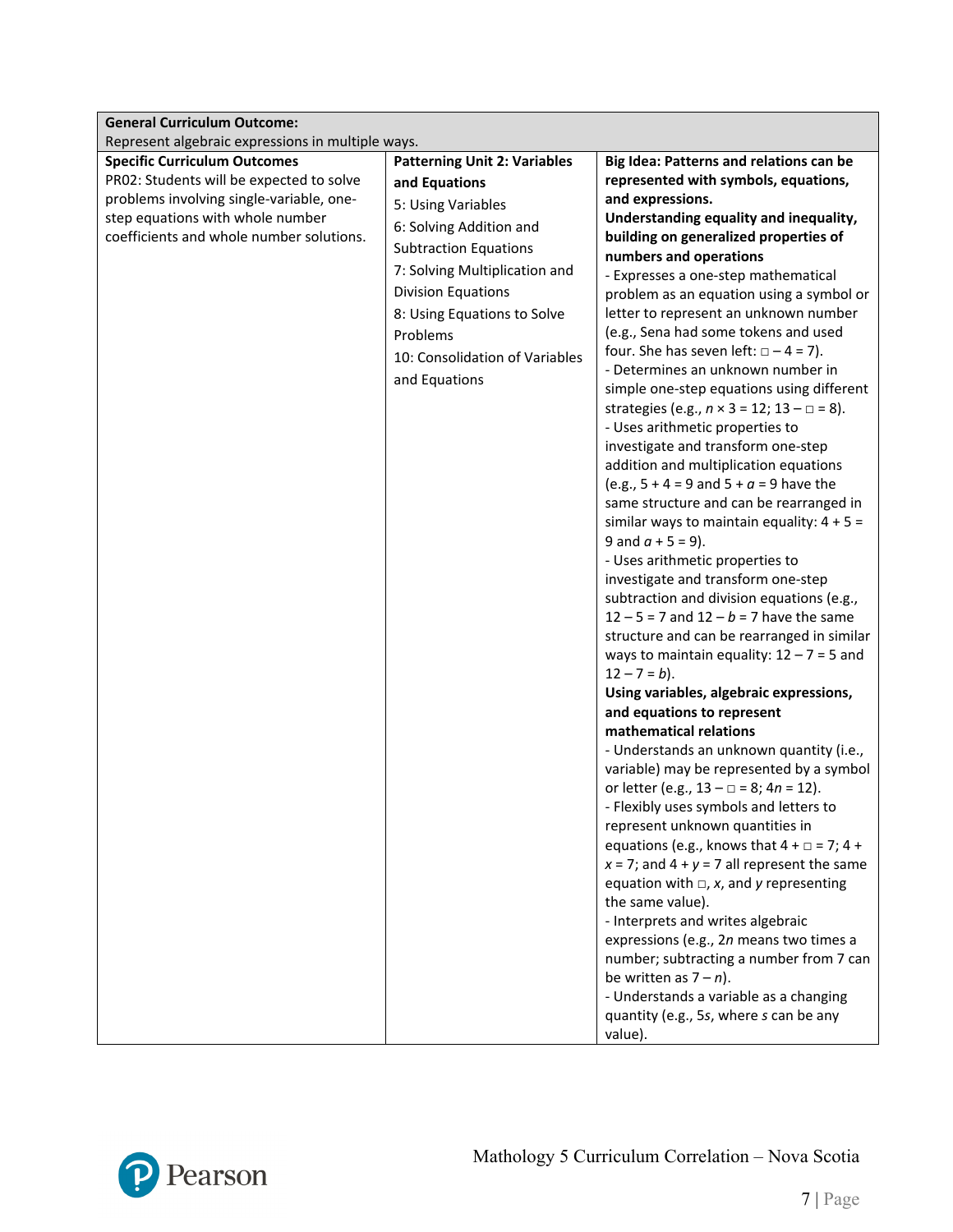| **General Curriculum Outcome:** Represent algebraic expressions in multiple ways. | | |
|---|---|---|
| **Specific Curriculum Outcomes**<br>PR02: Students will be expected to solve problems involving single-variable, one-step equations with whole number coefficients and whole number solutions. | **Patterning Unit 2: Variables and Equations**<br>5: Using Variables<br>6: Solving Addition and Subtraction Equations<br>7: Solving Multiplication and Division Equations<br>8: Using Equations to Solve Problems<br>10: Consolidation of Variables and Equations | **Big Idea: Patterns and relations can be represented with symbols, equations, and expressions.**<br>**Understanding equality and inequality, building on generalized properties of numbers and operations**<br>- Expresses a one-step mathematical problem as an equation using a symbol or letter to represent an unknown number (e.g., Sena had some tokens and used four. She has seven left: $\square - 4 = 7$).<br>- Determines an unknown number in simple one-step equations using different strategies (e.g., $n \times 3 = 12$; $13 - \square = 8$).<br>- Uses arithmetic properties to investigate and transform one-step addition and multiplication equations (e.g., $5 + 4 = 9$ and $5 + a = 9$ have the same structure and can be rearranged in similar ways to maintain equality: $4 + 5 = 9$ and $a + 5 = 9$).<br>- Uses arithmetic properties to investigate and transform one-step subtraction and division equations (e.g., $12 - 5 = 7$ and $12 - b = 7$ have the same structure and can be rearranged in similar ways to maintain equality: $12 - 7 = 5$ and $12 - 7 = b$).<br>**Using variables, algebraic expressions, and equations to represent mathematical relations**<br>- Understands an unknown quantity (i.e., variable) may be represented by a symbol or letter (e.g., $13 - \square = 8$; $4n = 12$).<br>- Flexibly uses symbols and letters to represent unknown quantities in equations (e.g., knows that $4 + \square = 7$; $4 + x = 7$; and $4 + y = 7$ all represent the same equation with $\square$, $x$, and $y$ representing the same value).<br>- Interprets and writes algebraic expressions (e.g., $2n$ means two times a number; subtracting a number from 7 can be written as $7 - n$).<br>- Understands a variable as a changing quantity (e.g., $5s$, where $s$ can be any value). |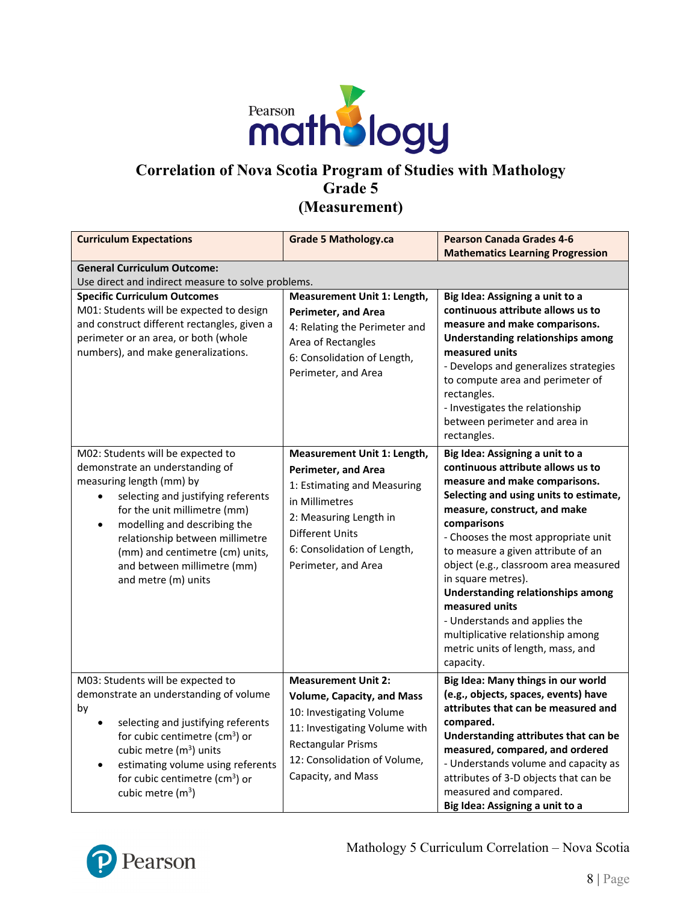# Correlation of Nova Scotia Program of Studies with Mathology Grade 5 (Measurement)

| Curriculum Expectations | Grade 5 Mathology.ca | Pearson Canada Grades 4-6 Mathematics Learning Progression |
|---|---|---|
| **General Curriculum Outcome:** Use direct and indirect measure to solve problems. | | |
| **Specific Curriculum Outcomes** M01: Students will be expected to design and construct different rectangles, given a perimeter or an area, or both (whole numbers), and make generalizations. | **Measurement Unit 1: Length, Perimeter, and Area** 4: Relating the Perimeter and Area of Rectangles 6: Consolidation of Length, Perimeter, and Area | **Big Idea: Assigning a unit to a continuous attribute allows us to measure and make comparisons. Understanding relationships among measured units** - Develops and generalizes strategies to compute area and perimeter of rectangles. - Investigates the relationship between perimeter and area in rectangles. |
| M02: Students will be expected to demonstrate an understanding of measuring length (mm) by <ul><li>selecting and justifying referents for the unit millimetre (mm)</li><li>modelling and describing the relationship between millimetre (mm) and centimetre (cm) units, and between millimetre (mm) and metre (m) units</li></ul> | **Measurement Unit 1: Length, Perimeter, and Area** 1: Estimating and Measuring in Millimetres 2: Measuring Length in Different Units 6: Consolidation of Length, Perimeter, and Area | **Big Idea: Assigning a unit to a continuous attribute allows us to measure and make comparisons. Selecting and using units to estimate, measure, construct, and make comparisons** - Chooses the most appropriate unit to measure a given attribute of an object (e.g., classroom area measured in square metres). **Understanding relationships among measured units** - Understands and applies the multiplicative relationship among metric units of length, mass, and capacity. |
| M03: Students will be expected to demonstrate an understanding of volume by <ul><li>selecting and justifying referents for cubic centimetre ($cm^3$) or cubic metre ($m^3$) units</li><li>estimating volume using referents for cubic centimetre ($cm^3$) or cubic metre ($m^3$)</li></ul> | **Measurement Unit 2: Volume, Capacity, and Mass** 10: Investigating Volume 11: Investigating Volume with Rectangular Prisms 12: Consolidation of Volume, Capacity, and Mass | **Big Idea: Many things in our world (e.g., objects, spaces, events) have attributes that can be measured and compared. Understanding attributes that can be measured, compared, and ordered** - Understands volume and capacity as attributes of 3-D objects that can be measured and compared. **Big Idea: Assigning a unit to a** |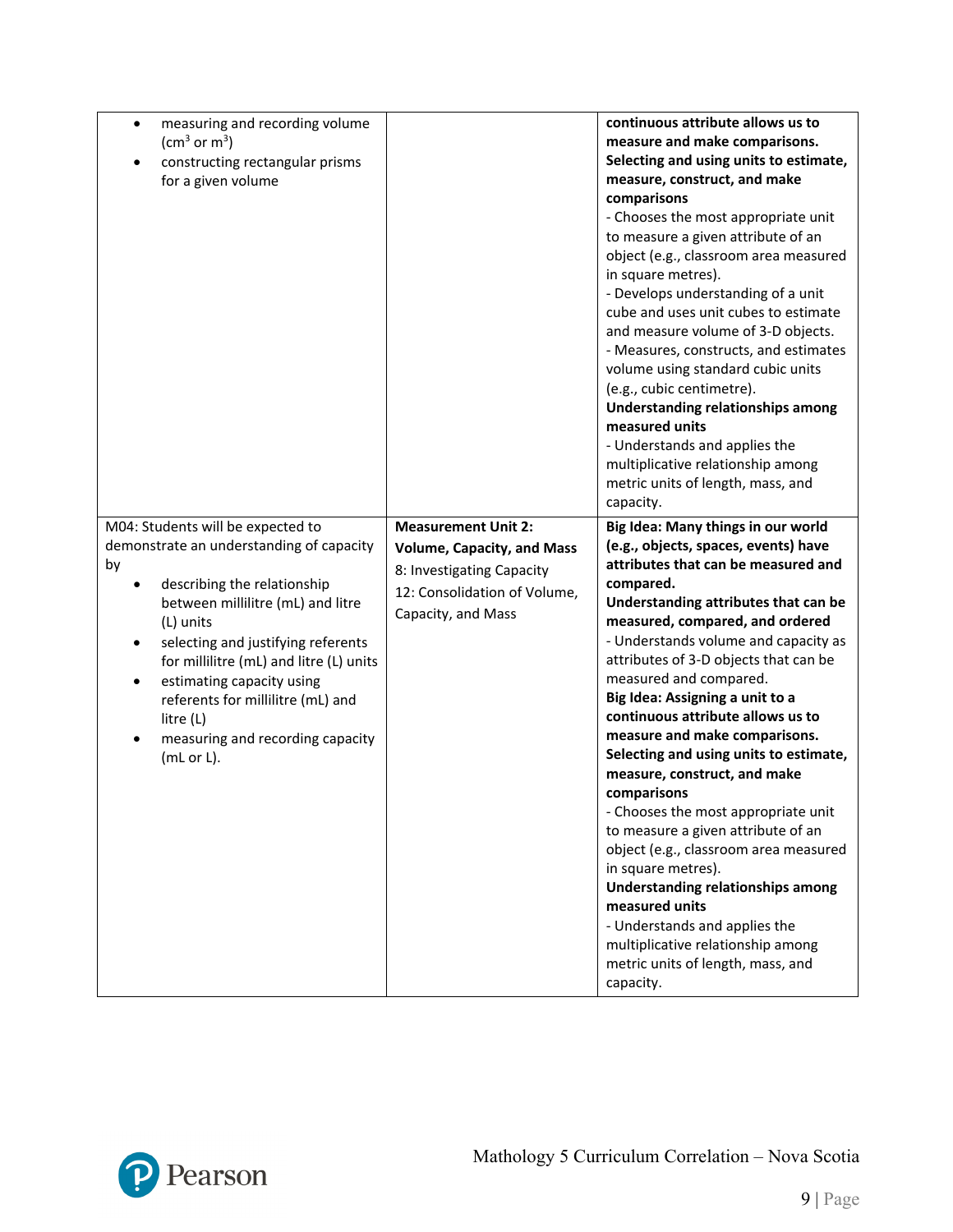| | | |
|---|---|---|
| • measuring and recording volume ($cm^3$ or $m^3$)<br>• constructing rectangular prisms for a given volume | | **continuous attribute allows us to measure and make comparisons.**<br>**Selecting and using units to estimate, measure, construct, and make comparisons**<br>- Chooses the most appropriate unit to measure a given attribute of an object (e.g., classroom area measured in square metres).<br>- Develops understanding of a unit cube and uses unit cubes to estimate and measure volume of 3-D objects.<br>- Measures, constructs, and estimates volume using standard cubic units (e.g., cubic centimetre).<br>**Understanding relationships among measured units**<br>- Understands and applies the multiplicative relationship among metric units of length, mass, and capacity. |
| M04: Students will be expected to demonstrate an understanding of capacity by<br>• describing the relationship between millilitre (mL) and litre (L) units<br>• selecting and justifying referents for millilitre (mL) and litre (L) units<br>• estimating capacity using referents for millilitre (mL) and litre (L)<br>• measuring and recording capacity (mL or L). | **Measurement Unit 2: Volume, Capacity, and Mass**<br>8: Investigating Capacity<br>12: Consolidation of Volume, Capacity, and Mass | **Big Idea: Many things in our world (e.g., objects, spaces, events) have attributes that can be measured and compared.**<br>**Understanding attributes that can be measured, compared, and ordered**<br>- Understands volume and capacity as attributes of 3-D objects that can be measured and compared.<br>**Big Idea: Assigning a unit to a continuous attribute allows us to measure and make comparisons.**<br>**Selecting and using units to estimate, measure, construct, and make comparisons**<br>- Chooses the most appropriate unit to measure a given attribute of an object (e.g., classroom area measured in square metres).<br>**Understanding relationships among measured units**<br>- Understands and applies the multiplicative relationship among metric units of length, mass, and capacity. |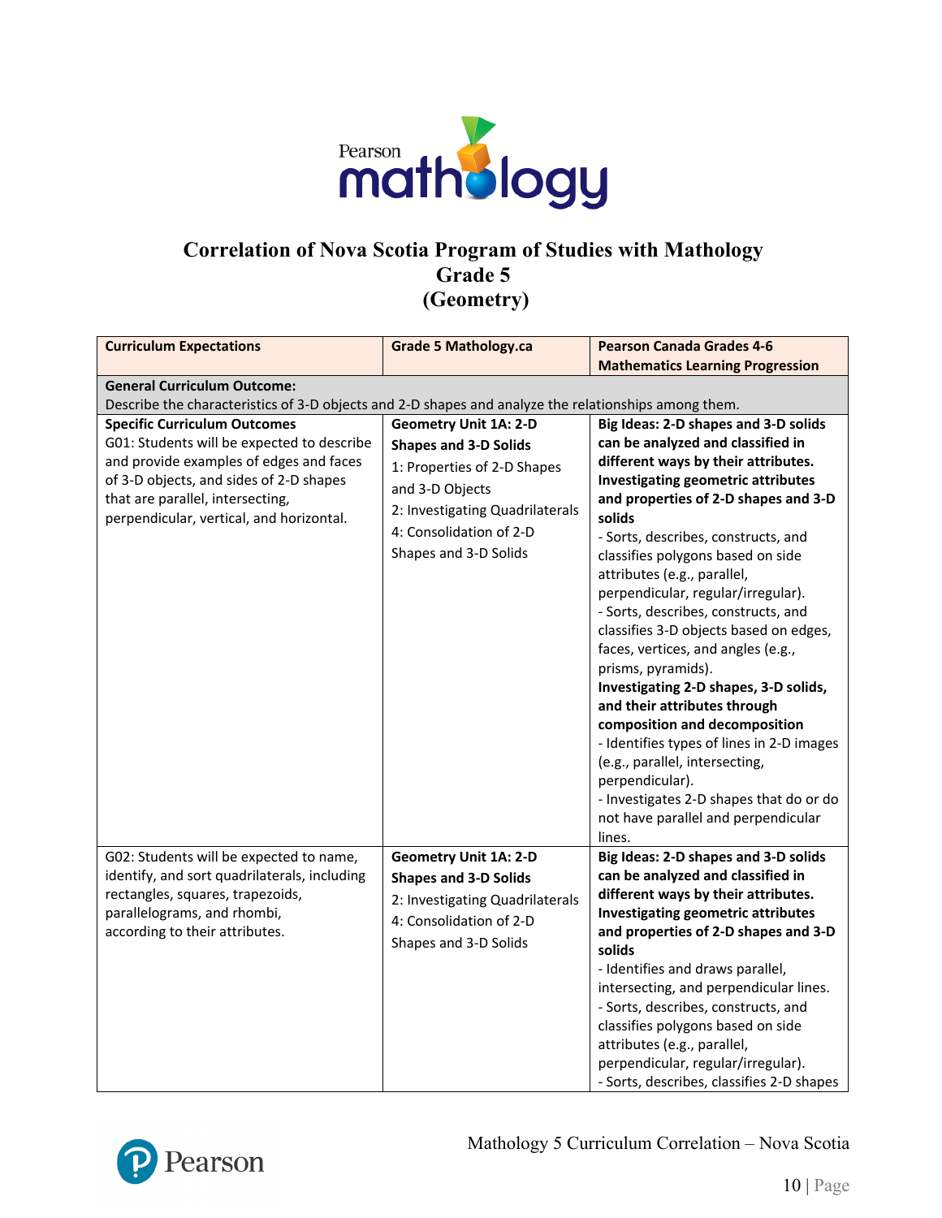# Correlation of Nova Scotia Program of Studies with Mathology Grade 5 (Geometry)

| Curriculum Expectations | Grade 5 Mathology.ca | Pearson Canada Grades 4-6 Mathematics Learning Progression |
|---|---|---|
| **General Curriculum Outcome:** Describe the characteristics of 3-D objects and 2-D shapes and analyze the relationships among them. | | |
| **Specific Curriculum Outcomes**<br>G01: Students will be expected to describe and provide examples of edges and faces of 3-D objects, and sides of 2-D shapes that are parallel, intersecting, perpendicular, vertical, and horizontal. | **Geometry Unit 1A: 2-D Shapes and 3-D Solids**<br>1: Properties of 2-D Shapes and 3-D Objects<br>2: Investigating Quadrilaterals<br>4: Consolidation of 2-D Shapes and 3-D Solids | **Big Ideas: 2-D shapes and 3-D solids can be analyzed and classified in different ways by their attributes.**<br>**Investigating geometric attributes and properties of 2-D shapes and 3-D solids**<br>- Sorts, describes, constructs, and classifies polygons based on side attributes (e.g., parallel, perpendicular, regular/irregular).<br>- Sorts, describes, constructs, and classifies 3-D objects based on edges, faces, vertices, and angles (e.g., prisms, pyramids).<br>**Investigating 2-D shapes, 3-D solids, and their attributes through composition and decomposition**<br>- Identifies types of lines in 2-D images (e.g., parallel, intersecting, perpendicular).<br>- Investigates 2-D shapes that do or do not have parallel and perpendicular lines. |
| G02: Students will be expected to name, identify, and sort quadrilaterals, including rectangles, squares, trapezoids, parallelograms, and rhombi, according to their attributes. | **Geometry Unit 1A: 2-D Shapes and 3-D Solids**<br>2: Investigating Quadrilaterals<br>4: Consolidation of 2-D Shapes and 3-D Solids | **Big Ideas: 2-D shapes and 3-D solids can be analyzed and classified in different ways by their attributes.**<br>**Investigating geometric attributes and properties of 2-D shapes and 3-D solids**<br>- Identifies and draws parallel, intersecting, and perpendicular lines.<br>- Sorts, describes, constructs, and classifies polygons based on side attributes (e.g., parallel, perpendicular, regular/irregular).<br>- Sorts, describes, classifies 2-D shapes |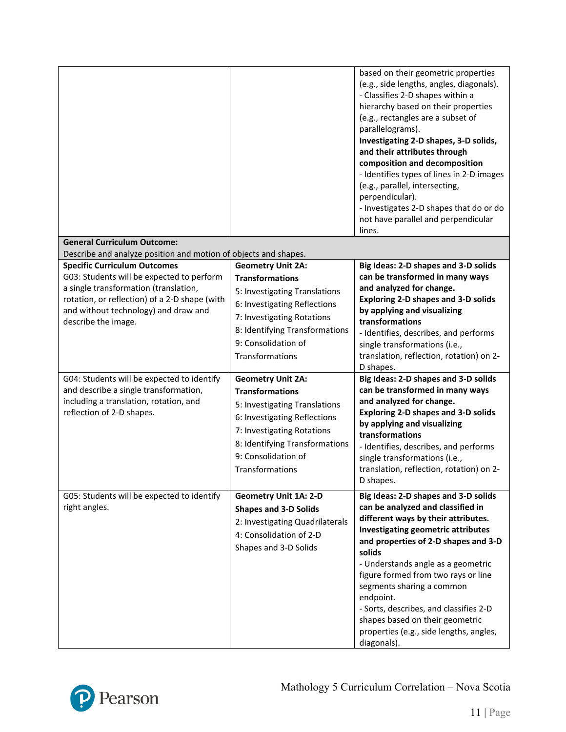| | | |
|---|---|---|
| | | based on their geometric properties (e.g., side lengths, angles, diagonals).<br>- Classifies 2-D shapes within a hierarchy based on their properties (e.g., rectangles are a subset of parallelograms).<br>**Investigating 2-D shapes, 3-D solids, and their attributes through composition and decomposition**<br>- Identifies types of lines in 2-D images (e.g., parallel, intersecting, perpendicular).<br>- Investigates 2-D shapes that do or do not have parallel and perpendicular lines. |
| **General Curriculum Outcome:**<br>Describe and analyze position and motion of objects and shapes. | | |
| **Specific Curriculum Outcomes**<br>G03: Students will be expected to perform a single transformation (translation, rotation, or reflection) of a 2-D shape (with and without technology) and draw and describe the image. | **Geometry Unit 2A: Transformations**<br>5: Investigating Translations<br>6: Investigating Reflections<br>7: Investigating Rotations<br>8: Identifying Transformations<br>9: Consolidation of Transformations | **Big Ideas: 2-D shapes and 3-D solids can be transformed in many ways and analyzed for change.**<br>**Exploring 2-D shapes and 3-D solids by applying and visualizing transformations**<br>- Identifies, describes, and performs single transformations (i.e., translation, reflection, rotation) on 2-D shapes. |
| G04: Students will be expected to identify and describe a single transformation, including a translation, rotation, and reflection of 2-D shapes. | **Geometry Unit 2A: Transformations**<br>5: Investigating Translations<br>6: Investigating Reflections<br>7: Investigating Rotations<br>8: Identifying Transformations<br>9: Consolidation of Transformations | **Big Ideas: 2-D shapes and 3-D solids can be transformed in many ways and analyzed for change.**<br>**Exploring 2-D shapes and 3-D solids by applying and visualizing transformations**<br>- Identifies, describes, and performs single transformations (i.e., translation, reflection, rotation) on 2-D shapes. |
| G05: Students will be expected to identify right angles. | **Geometry Unit 1A: 2-D Shapes and 3-D Solids**<br>2: Investigating Quadrilaterals<br>4: Consolidation of 2-D Shapes and 3-D Solids | **Big Ideas: 2-D shapes and 3-D solids can be analyzed and classified in different ways by their attributes.**<br>**Investigating geometric attributes and properties of 2-D shapes and 3-D solids**<br>- Understands angle as a geometric figure formed from two rays or line segments sharing a common endpoint.<br>- Sorts, describes, and classifies 2-D shapes based on their geometric properties (e.g., side lengths, angles, diagonals). |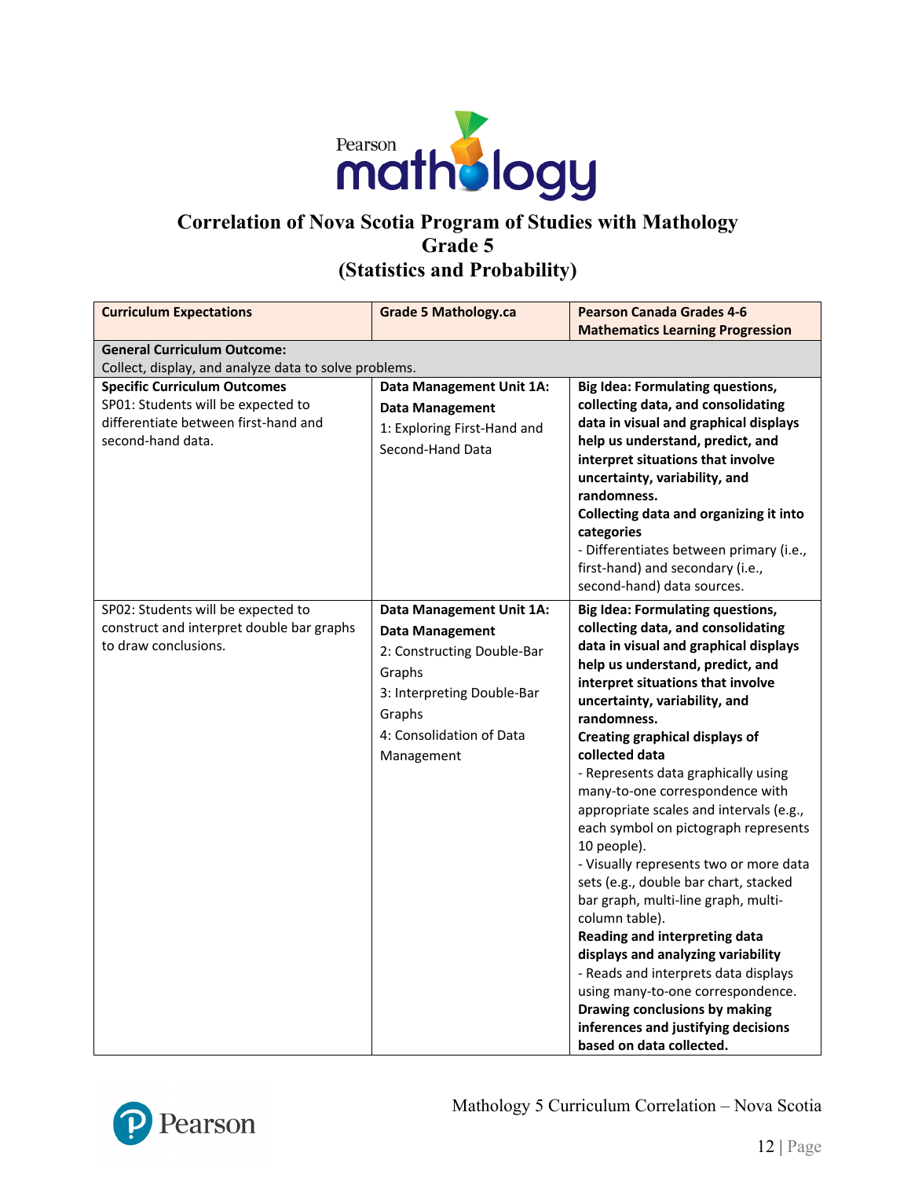# Correlation of Nova Scotia Program of Studies with Mathology Grade 5 (Statistics and Probability)

| Curriculum Expectations | Grade 5 Mathology.ca | Pearson Canada Grades 4-6 Mathematics Learning Progression |
|---|---|---|
| **General Curriculum Outcome:** Collect, display, and analyze data to solve problems. | | |
| **Specific Curriculum Outcomes** SP01: Students will be expected to differentiate between first-hand and second-hand data. | **Data Management Unit 1A: Data Management** 1: Exploring First-Hand and Second-Hand Data | **Big Idea: Formulating questions, collecting data, and consolidating data in visual and graphical displays help us understand, predict, and interpret situations that involve uncertainty, variability, and randomness.** **Collecting data and organizing it into categories** - Differentiates between primary (i.e., first-hand) and secondary (i.e., second-hand) data sources. |
| SP02: Students will be expected to construct and interpret double bar graphs to draw conclusions. | **Data Management Unit 1A: Data Management** 2: Constructing Double-Bar Graphs 3: Interpreting Double-Bar Graphs 4: Consolidation of Data Management | **Big Idea: Formulating questions, collecting data, and consolidating data in visual and graphical displays help us understand, predict, and interpret situations that involve uncertainty, variability, and randomness.** **Creating graphical displays of collected data** - Represents data graphically using many-to-one correspondence with appropriate scales and intervals (e.g., each symbol on pictograph represents 10 people). - Visually represents two or more data sets (e.g., double bar chart, stacked bar graph, multi-line graph, multi-column table). **Reading and interpreting data displays and analyzing variability** - Reads and interprets data displays using many-to-one correspondence. **Drawing conclusions by making inferences and justifying decisions based on data collected.** |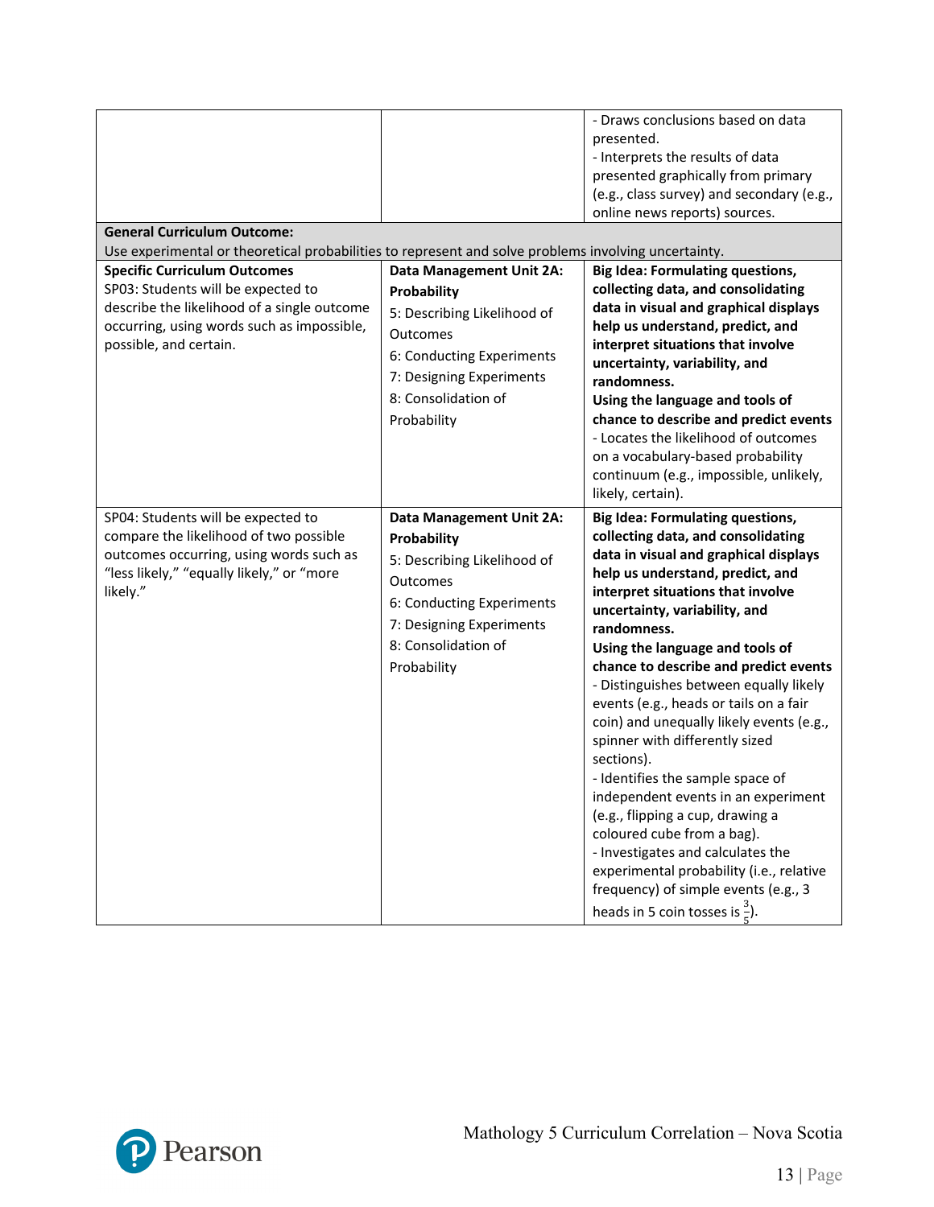| | | |
|---|---|---|
| | | - Draws conclusions based on data presented.<br>- Interprets the results of data presented graphically from primary (e.g., class survey) and secondary (e.g., online news reports) sources. |
| **General Curriculum Outcome:**<br>Use experimental or theoretical probabilities to represent and solve problems involving uncertainty. | | |
| **Specific Curriculum Outcomes**<br>SP03: Students will be expected to describe the likelihood of a single outcome occurring, using words such as impossible, possible, and certain. | **Data Management Unit 2A: Probability**<br>5: Describing Likelihood of Outcomes<br>6: Conducting Experiments<br>7: Designing Experiments<br>8: Consolidation of Probability | **Big Idea: Formulating questions, collecting data, and consolidating data in visual and graphical displays help us understand, predict, and interpret situations that involve uncertainty, variability, and randomness.**<br>**Using the language and tools of chance to describe and predict events**<br>- Locates the likelihood of outcomes on a vocabulary-based probability continuum (e.g., impossible, unlikely, likely, certain). |
| SP04: Students will be expected to compare the likelihood of two possible outcomes occurring, using words such as "less likely," "equally likely," or "more likely." | **Data Management Unit 2A: Probability**<br>5: Describing Likelihood of Outcomes<br>6: Conducting Experiments<br>7: Designing Experiments<br>8: Consolidation of Probability | **Big Idea: Formulating questions, collecting data, and consolidating data in visual and graphical displays help us understand, predict, and interpret situations that involve uncertainty, variability, and randomness.**<br>**Using the language and tools of chance to describe and predict events**<br>- Distinguishes between equally likely events (e.g., heads or tails on a fair coin) and unequally likely events (e.g., spinner with differently sized sections).<br>- Identifies the sample space of independent events in an experiment (e.g., flipping a cup, drawing a coloured cube from a bag).<br>- Investigates and calculates the experimental probability (i.e., relative frequency) of simple events (e.g., 3 heads in 5 coin tosses is $\frac{3}{5}$). |